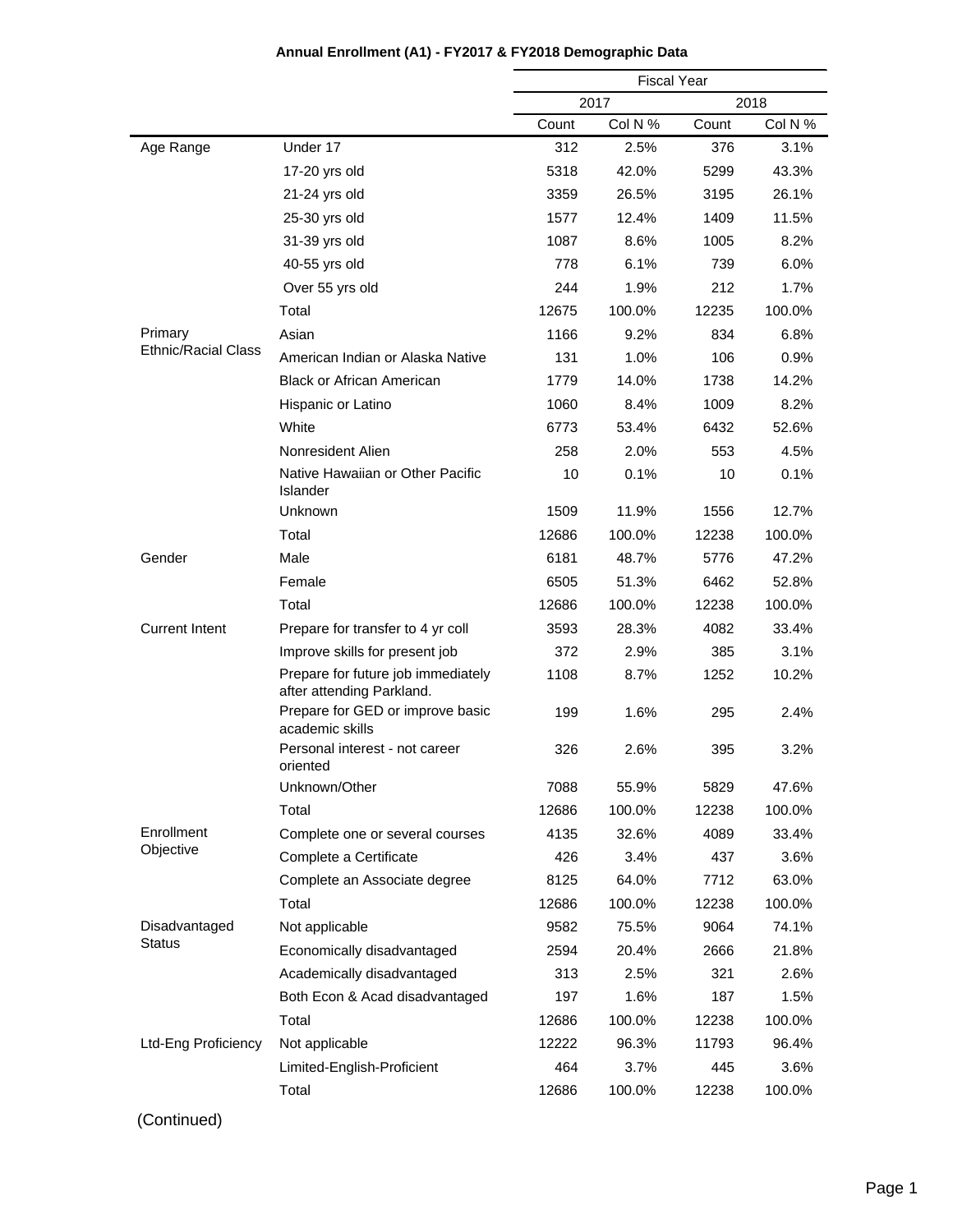**Annual Enrollment (A1) - FY2017 & FY2018 Demographic Data**

| | | Fiscal Year | | | |
|---|---|---|---|---|---|
| | | 2017 | | 2018 | |
| | | Count | Col N % | Count | Col N % |
| Age Range | Under 17 | 312 | 2.5% | 376 | 3.1% |
| | 17-20 yrs old | 5318 | 42.0% | 5299 | 43.3% |
| | 21-24 yrs old | 3359 | 26.5% | 3195 | 26.1% |
| | 25-30 yrs old | 1577 | 12.4% | 1409 | 11.5% |
| | 31-39 yrs old | 1087 | 8.6% | 1005 | 8.2% |
| | 40-55 yrs old | 778 | 6.1% | 739 | 6.0% |
| | Over 55 yrs old | 244 | 1.9% | 212 | 1.7% |
| | Total | 12675 | 100.0% | 12235 | 100.0% |
| Primary Ethnic/Racial Class | Asian | 1166 | 9.2% | 834 | 6.8% |
| | American Indian or Alaska Native | 131 | 1.0% | 106 | 0.9% |
| | Black or African American | 1779 | 14.0% | 1738 | 14.2% |
| | Hispanic or Latino | 1060 | 8.4% | 1009 | 8.2% |
| | White | 6773 | 53.4% | 6432 | 52.6% |
| | Nonresident Alien | 258 | 2.0% | 553 | 4.5% |
| | Native Hawaiian or Other Pacific Islander | 10 | 0.1% | 10 | 0.1% |
| | Unknown | 1509 | 11.9% | 1556 | 12.7% |
| | Total | 12686 | 100.0% | 12238 | 100.0% |
| Gender | Male | 6181 | 48.7% | 5776 | 47.2% |
| | Female | 6505 | 51.3% | 6462 | 52.8% |
| | Total | 12686 | 100.0% | 12238 | 100.0% |
| Current Intent | Prepare for transfer to 4 yr coll | 3593 | 28.3% | 4082 | 33.4% |
| | Improve skills for present job | 372 | 2.9% | 385 | 3.1% |
| | Prepare for future job immediately after attending Parkland. | 1108 | 8.7% | 1252 | 10.2% |
| | Prepare for GED or improve basic academic skills | 199 | 1.6% | 295 | 2.4% |
| | Personal interest - not career oriented | 326 | 2.6% | 395 | 3.2% |
| | Unknown/Other | 7088 | 55.9% | 5829 | 47.6% |
| | Total | 12686 | 100.0% | 12238 | 100.0% |
| Enrollment Objective | Complete one or several courses | 4135 | 32.6% | 4089 | 33.4% |
| | Complete a Certificate | 426 | 3.4% | 437 | 3.6% |
| | Complete an Associate degree | 8125 | 64.0% | 7712 | 63.0% |
| | Total | 12686 | 100.0% | 12238 | 100.0% |
| Disadvantaged Status | Not applicable | 9582 | 75.5% | 9064 | 74.1% |
| | Economically disadvantaged | 2594 | 20.4% | 2666 | 21.8% |
| | Academically disadvantaged | 313 | 2.5% | 321 | 2.6% |
| | Both Econ & Acad disadvantaged | 197 | 1.6% | 187 | 1.5% |
| | Total | 12686 | 100.0% | 12238 | 100.0% |
| Ltd-Eng Proficiency | Not applicable | 12222 | 96.3% | 11793 | 96.4% |
| | Limited-English-Proficient | 464 | 3.7% | 445 | 3.6% |
| | Total | 12686 | 100.0% | 12238 | 100.0% |

(Continued)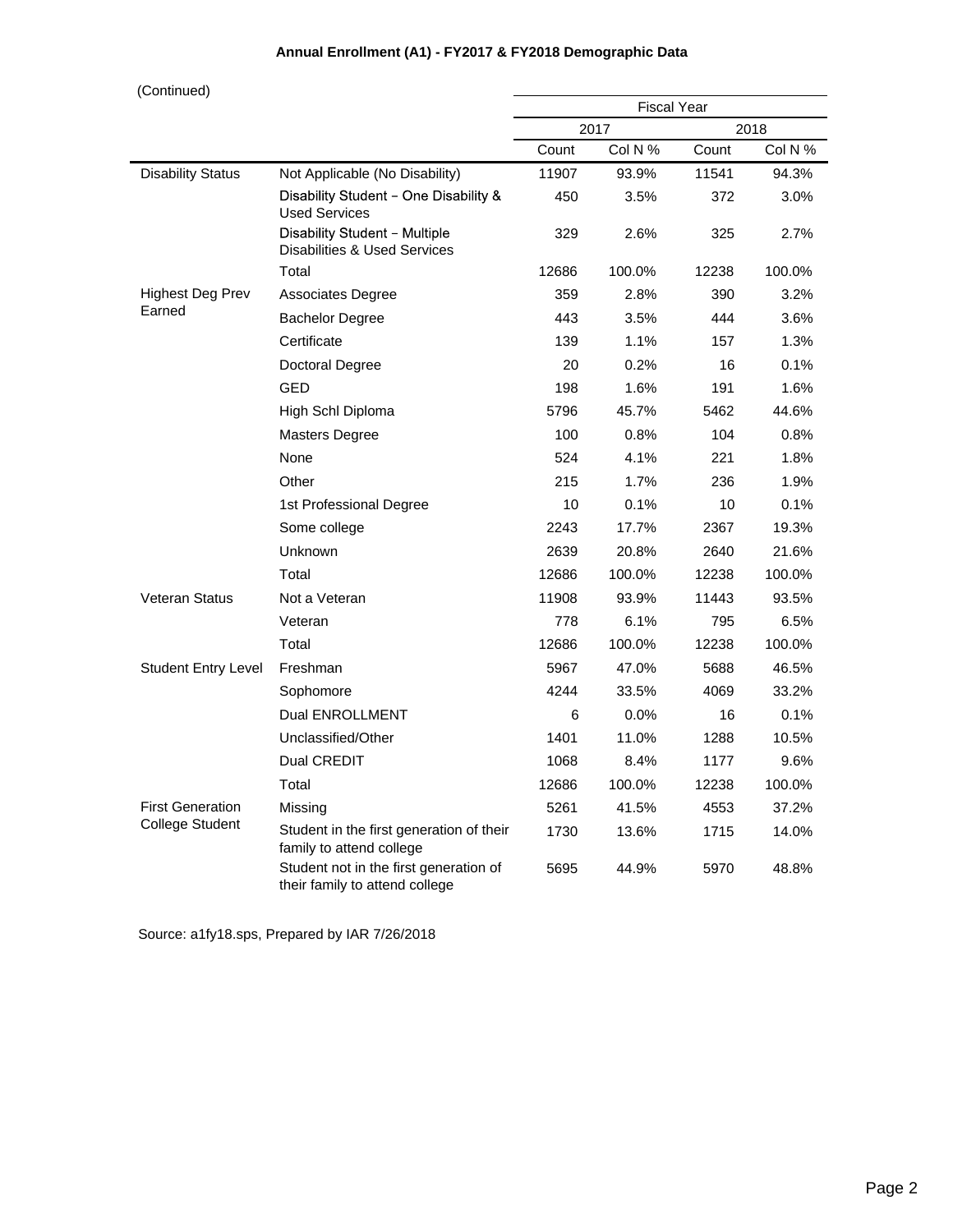**Annual Enrollment (A1) - FY2017 & FY2018 Demographic Data**

(Continued)

| | | Fiscal Year | | | |
|---|---|---|---|---|---|
| | | 2017 | | 2018 | |
| | | Count | Col N % | Count | Col N % |
| Disability Status | Not Applicable (No Disability) | 11907 | 93.9% | 11541 | 94.3% |
| | Disability Student - One Disability & Used Services | 450 | 3.5% | 372 | 3.0% |
| | Disability Student - Multiple Disabilities & Used Services | 329 | 2.6% | 325 | 2.7% |
| | Total | 12686 | 100.0% | 12238 | 100.0% |
| Highest Deg Prev Earned | Associates Degree | 359 | 2.8% | 390 | 3.2% |
| | Bachelor Degree | 443 | 3.5% | 444 | 3.6% |
| | Certificate | 139 | 1.1% | 157 | 1.3% |
| | Doctoral Degree | 20 | 0.2% | 16 | 0.1% |
| | GED | 198 | 1.6% | 191 | 1.6% |
| | High Schl Diploma | 5796 | 45.7% | 5462 | 44.6% |
| | Masters Degree | 100 | 0.8% | 104 | 0.8% |
| | None | 524 | 4.1% | 221 | 1.8% |
| | Other | 215 | 1.7% | 236 | 1.9% |
| | 1st Professional Degree | 10 | 0.1% | 10 | 0.1% |
| | Some college | 2243 | 17.7% | 2367 | 19.3% |
| | Unknown | 2639 | 20.8% | 2640 | 21.6% |
| | Total | 12686 | 100.0% | 12238 | 100.0% |
| Veteran Status | Not a Veteran | 11908 | 93.9% | 11443 | 93.5% |
| | Veteran | 778 | 6.1% | 795 | 6.5% |
| | Total | 12686 | 100.0% | 12238 | 100.0% |
| Student Entry Level | Freshman | 5967 | 47.0% | 5688 | 46.5% |
| | Sophomore | 4244 | 33.5% | 4069 | 33.2% |
| | Dual ENROLLMENT | 6 | 0.0% | 16 | 0.1% |
| | Unclassified/Other | 1401 | 11.0% | 1288 | 10.5% |
| | Dual CREDIT | 1068 | 8.4% | 1177 | 9.6% |
| | Total | 12686 | 100.0% | 12238 | 100.0% |
| First Generation College Student | Missing | 5261 | 41.5% | 4553 | 37.2% |
| | Student in the first generation of their family to attend college | 1730 | 13.6% | 1715 | 14.0% |
| | Student not in the first generation of their family to attend college | 5695 | 44.9% | 5970 | 48.8% |

Source: a1fy18.sps, Prepared by IAR 7/26/2018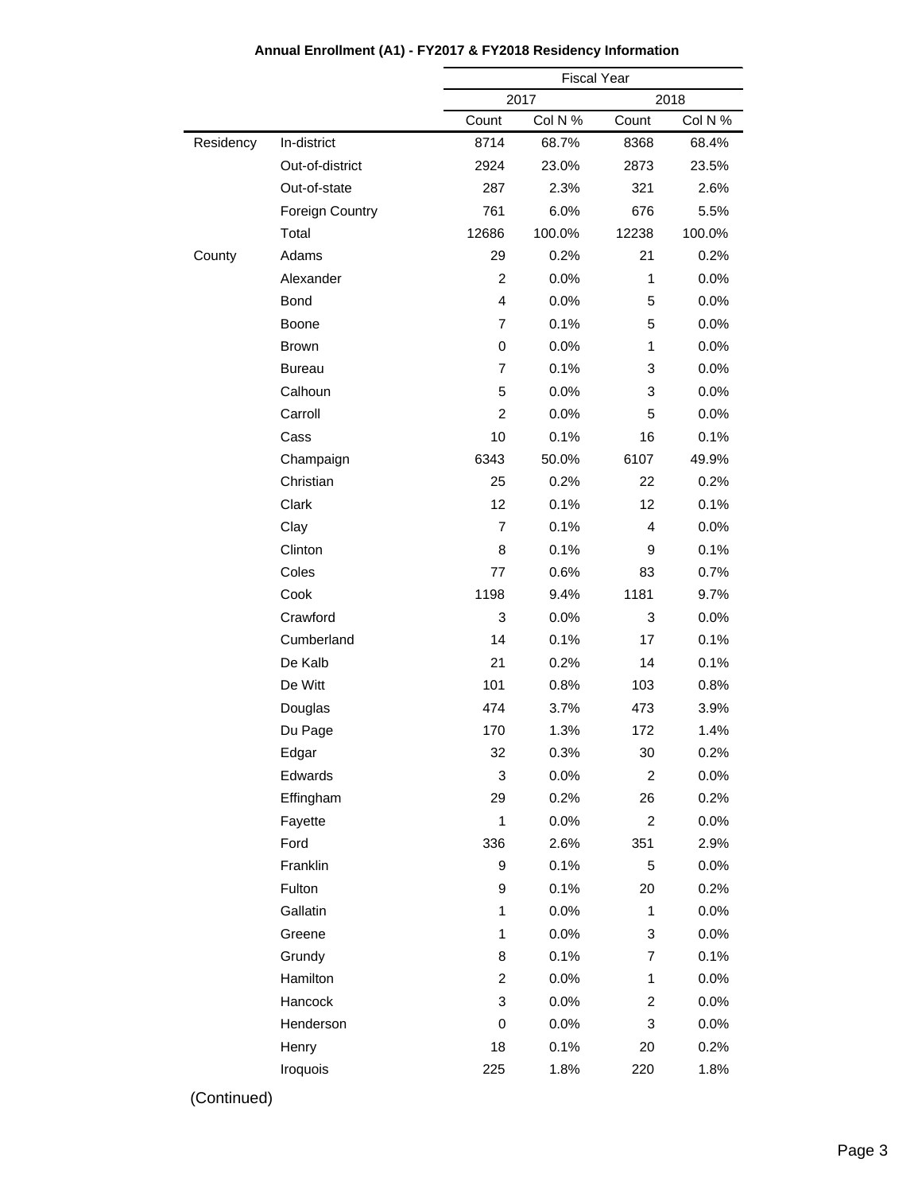**Annual Enrollment (A1) - FY2017 & FY2018 Residency Information**

| | | Fiscal Year | | | |
|---|---|---|---|---|---|
| | | 2017 | | 2018 | |
| | | Count | Col N % | Count | Col N % |
| Residency | In-district | 8714 | 68.7% | 8368 | 68.4% |
| | Out-of-district | 2924 | 23.0% | 2873 | 23.5% |
| | Out-of-state | 287 | 2.3% | 321 | 2.6% |
| | Foreign Country | 761 | 6.0% | 676 | 5.5% |
| | Total | 12686 | 100.0% | 12238 | 100.0% |
| County | Adams | 29 | 0.2% | 21 | 0.2% |
| | Alexander | 2 | 0.0% | 1 | 0.0% |
| | Bond | 4 | 0.0% | 5 | 0.0% |
| | Boone | 7 | 0.1% | 5 | 0.0% |
| | Brown | 0 | 0.0% | 1 | 0.0% |
| | Bureau | 7 | 0.1% | 3 | 0.0% |
| | Calhoun | 5 | 0.0% | 3 | 0.0% |
| | Carroll | 2 | 0.0% | 5 | 0.0% |
| | Cass | 10 | 0.1% | 16 | 0.1% |
| | Champaign | 6343 | 50.0% | 6107 | 49.9% |
| | Christian | 25 | 0.2% | 22 | 0.2% |
| | Clark | 12 | 0.1% | 12 | 0.1% |
| | Clay | 7 | 0.1% | 4 | 0.0% |
| | Clinton | 8 | 0.1% | 9 | 0.1% |
| | Coles | 77 | 0.6% | 83 | 0.7% |
| | Cook | 1198 | 9.4% | 1181 | 9.7% |
| | Crawford | 3 | 0.0% | 3 | 0.0% |
| | Cumberland | 14 | 0.1% | 17 | 0.1% |
| | De Kalb | 21 | 0.2% | 14 | 0.1% |
| | De Witt | 101 | 0.8% | 103 | 0.8% |
| | Douglas | 474 | 3.7% | 473 | 3.9% |
| | Du Page | 170 | 1.3% | 172 | 1.4% |
| | Edgar | 32 | 0.3% | 30 | 0.2% |
| | Edwards | 3 | 0.0% | 2 | 0.0% |
| | Effingham | 29 | 0.2% | 26 | 0.2% |
| | Fayette | 1 | 0.0% | 2 | 0.0% |
| | Ford | 336 | 2.6% | 351 | 2.9% |
| | Franklin | 9 | 0.1% | 5 | 0.0% |
| | Fulton | 9 | 0.1% | 20 | 0.2% |
| | Gallatin | 1 | 0.0% | 1 | 0.0% |
| | Greene | 1 | 0.0% | 3 | 0.0% |
| | Grundy | 8 | 0.1% | 7 | 0.1% |
| | Hamilton | 2 | 0.0% | 1 | 0.0% |
| | Hancock | 3 | 0.0% | 2 | 0.0% |
| | Henderson | 0 | 0.0% | 3 | 0.0% |
| | Henry | 18 | 0.1% | 20 | 0.2% |
| | Iroquois | 225 | 1.8% | 220 | 1.8% |

(Continued)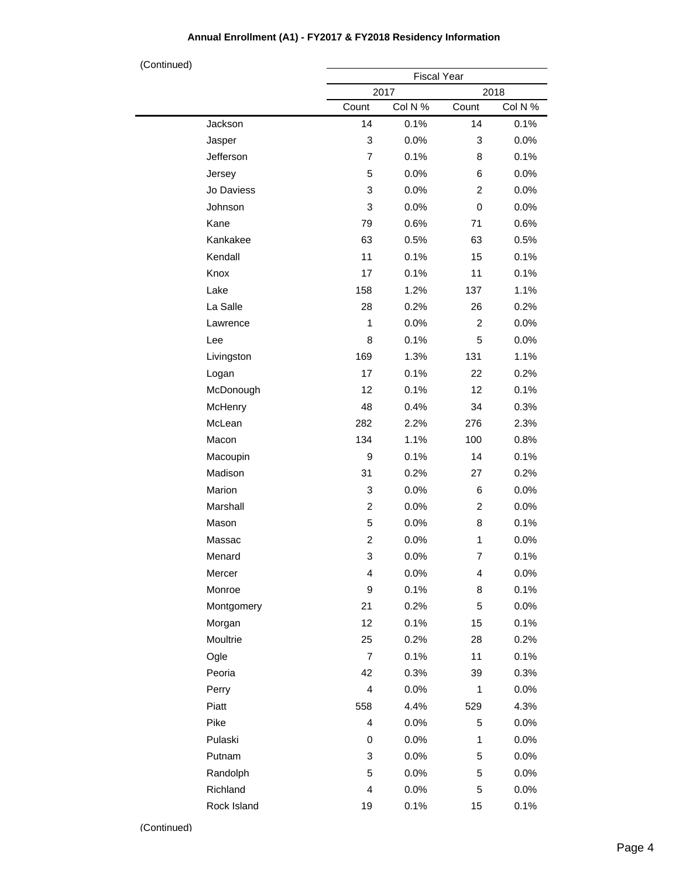**Annual Enrollment (A1) - FY2017 & FY2018 Residency Information**

(Continued)

| | Fiscal Year | | | |
|---|---|---|---|---|
| | 2017 | | 2018 | |
| | Count | Col N % | Count | Col N % |
| Jackson | 14 | 0.1% | 14 | 0.1% |
| Jasper | 3 | 0.0% | 3 | 0.0% |
| Jefferson | 7 | 0.1% | 8 | 0.1% |
| Jersey | 5 | 0.0% | 6 | 0.0% |
| Jo Daviess | 3 | 0.0% | 2 | 0.0% |
| Johnson | 3 | 0.0% | 0 | 0.0% |
| Kane | 79 | 0.6% | 71 | 0.6% |
| Kankakee | 63 | 0.5% | 63 | 0.5% |
| Kendall | 11 | 0.1% | 15 | 0.1% |
| Knox | 17 | 0.1% | 11 | 0.1% |
| Lake | 158 | 1.2% | 137 | 1.1% |
| La Salle | 28 | 0.2% | 26 | 0.2% |
| Lawrence | 1 | 0.0% | 2 | 0.0% |
| Lee | 8 | 0.1% | 5 | 0.0% |
| Livingston | 169 | 1.3% | 131 | 1.1% |
| Logan | 17 | 0.1% | 22 | 0.2% |
| McDonough | 12 | 0.1% | 12 | 0.1% |
| McHenry | 48 | 0.4% | 34 | 0.3% |
| McLean | 282 | 2.2% | 276 | 2.3% |
| Macon | 134 | 1.1% | 100 | 0.8% |
| Macoupin | 9 | 0.1% | 14 | 0.1% |
| Madison | 31 | 0.2% | 27 | 0.2% |
| Marion | 3 | 0.0% | 6 | 0.0% |
| Marshall | 2 | 0.0% | 2 | 0.0% |
| Mason | 5 | 0.0% | 8 | 0.1% |
| Massac | 2 | 0.0% | 1 | 0.0% |
| Menard | 3 | 0.0% | 7 | 0.1% |
| Mercer | 4 | 0.0% | 4 | 0.0% |
| Monroe | 9 | 0.1% | 8 | 0.1% |
| Montgomery | 21 | 0.2% | 5 | 0.0% |
| Morgan | 12 | 0.1% | 15 | 0.1% |
| Moultrie | 25 | 0.2% | 28 | 0.2% |
| Ogle | 7 | 0.1% | 11 | 0.1% |
| Peoria | 42 | 0.3% | 39 | 0.3% |
| Perry | 4 | 0.0% | 1 | 0.0% |
| Piatt | 558 | 4.4% | 529 | 4.3% |
| Pike | 4 | 0.0% | 5 | 0.0% |
| Pulaski | 0 | 0.0% | 1 | 0.0% |
| Putnam | 3 | 0.0% | 5 | 0.0% |
| Randolph | 5 | 0.0% | 5 | 0.0% |
| Richland | 4 | 0.0% | 5 | 0.0% |
| Rock Island | 19 | 0.1% | 15 | 0.1% |

(Continued)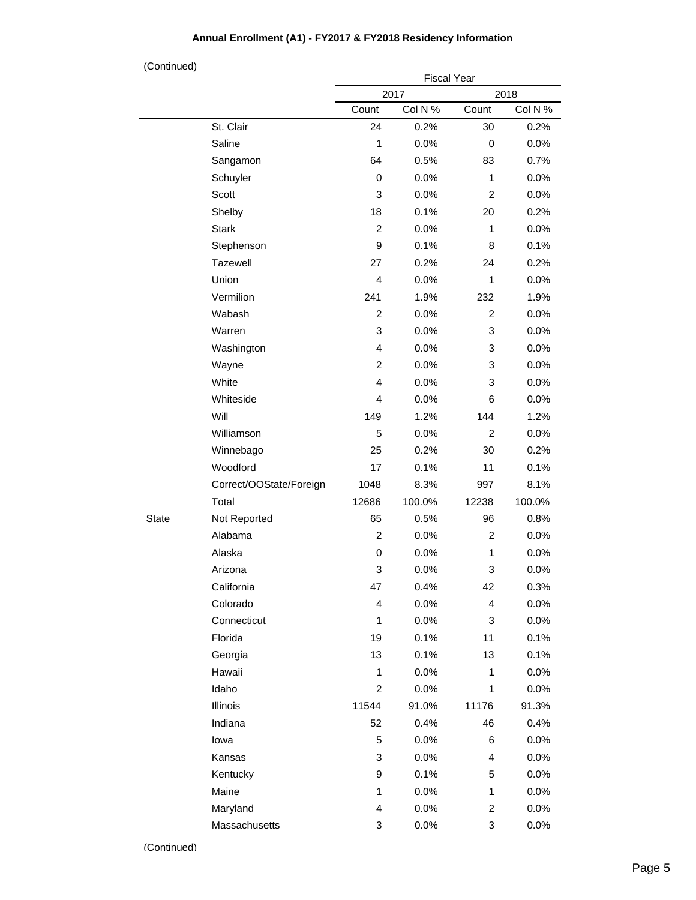**Annual Enrollment (A1) - FY2017 & FY2018 Residency Information**

(Continued)

| | | Fiscal Year | | | |
|---|---|---|---|---|---|
| | | 2017 | | 2018 | |
| | | Count | Col N % | Count | Col N % |
| | St. Clair | 24 | 0.2% | 30 | 0.2% |
| | Saline | 1 | 0.0% | 0 | 0.0% |
| | Sangamon | 64 | 0.5% | 83 | 0.7% |
| | Schuyler | 0 | 0.0% | 1 | 0.0% |
| | Scott | 3 | 0.0% | 2 | 0.0% |
| | Shelby | 18 | 0.1% | 20 | 0.2% |
| | Stark | 2 | 0.0% | 1 | 0.0% |
| | Stephenson | 9 | 0.1% | 8 | 0.1% |
| | Tazewell | 27 | 0.2% | 24 | 0.2% |
| | Union | 4 | 0.0% | 1 | 0.0% |
| | Vermilion | 241 | 1.9% | 232 | 1.9% |
| | Wabash | 2 | 0.0% | 2 | 0.0% |
| | Warren | 3 | 0.0% | 3 | 0.0% |
| | Washington | 4 | 0.0% | 3 | 0.0% |
| | Wayne | 2 | 0.0% | 3 | 0.0% |
| | White | 4 | 0.0% | 3 | 0.0% |
| | Whiteside | 4 | 0.0% | 6 | 0.0% |
| | Will | 149 | 1.2% | 144 | 1.2% |
| | Williamson | 5 | 0.0% | 2 | 0.0% |
| | Winnebago | 25 | 0.2% | 30 | 0.2% |
| | Woodford | 17 | 0.1% | 11 | 0.1% |
| | Correct/OOState/Foreign | 1048 | 8.3% | 997 | 8.1% |
| | Total | 12686 | 100.0% | 12238 | 100.0% |
| State | Not Reported | 65 | 0.5% | 96 | 0.8% |
| | Alabama | 2 | 0.0% | 2 | 0.0% |
| | Alaska | 0 | 0.0% | 1 | 0.0% |
| | Arizona | 3 | 0.0% | 3 | 0.0% |
| | California | 47 | 0.4% | 42 | 0.3% |
| | Colorado | 4 | 0.0% | 4 | 0.0% |
| | Connecticut | 1 | 0.0% | 3 | 0.0% |
| | Florida | 19 | 0.1% | 11 | 0.1% |
| | Georgia | 13 | 0.1% | 13 | 0.1% |
| | Hawaii | 1 | 0.0% | 1 | 0.0% |
| | Idaho | 2 | 0.0% | 1 | 0.0% |
| | Illinois | 11544 | 91.0% | 11176 | 91.3% |
| | Indiana | 52 | 0.4% | 46 | 0.4% |
| | Iowa | 5 | 0.0% | 6 | 0.0% |
| | Kansas | 3 | 0.0% | 4 | 0.0% |
| | Kentucky | 9 | 0.1% | 5 | 0.0% |
| | Maine | 1 | 0.0% | 1 | 0.0% |
| | Maryland | 4 | 0.0% | 2 | 0.0% |
| | Massachusetts | 3 | 0.0% | 3 | 0.0% |

(Continued)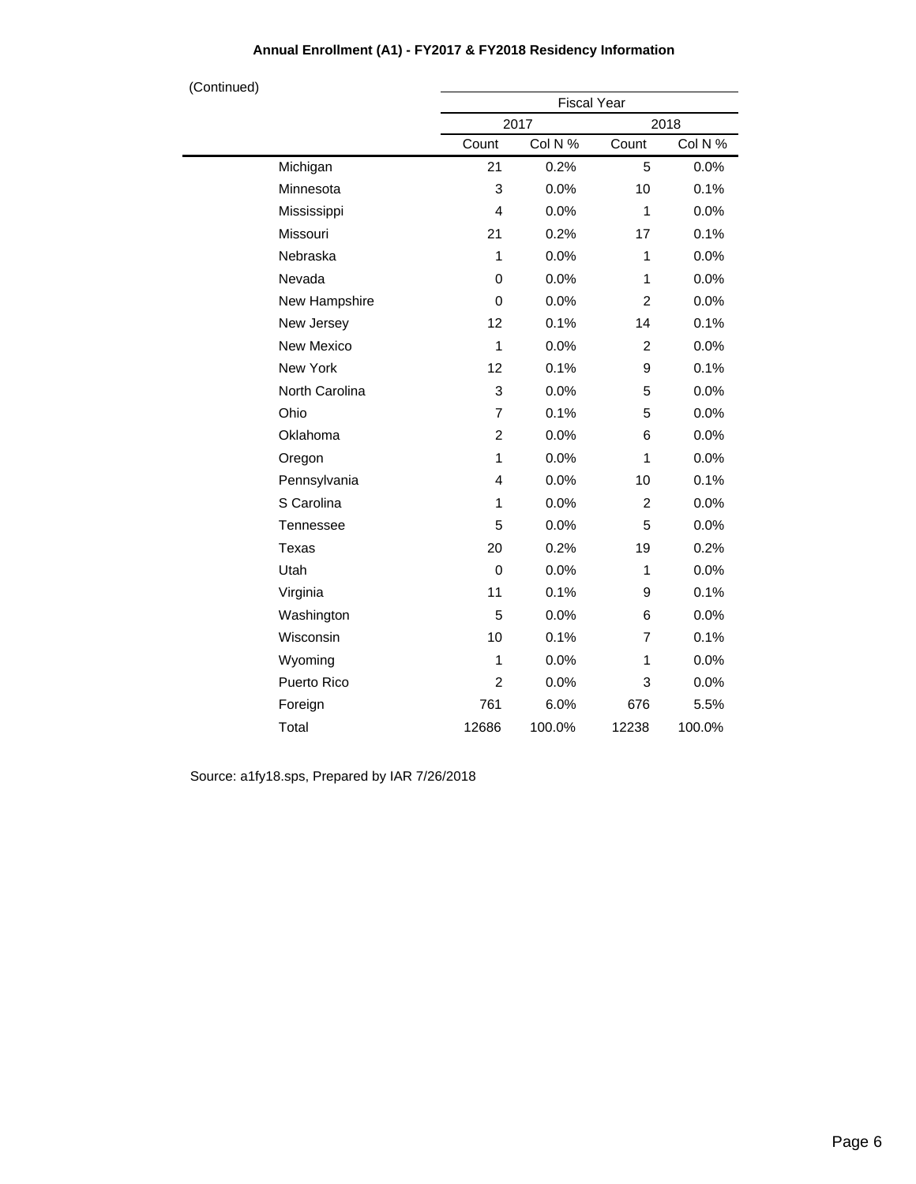**Annual Enrollment (A1) - FY2017 & FY2018 Residency Information**

(Continued)

| | Fiscal Year | | | |
|---|---|---|---|---|
| | 2017 | | 2018 | |
| | Count | Col N % | Count | Col N % |
| Michigan | 21 | 0.2% | 5 | 0.0% |
| Minnesota | 3 | 0.0% | 10 | 0.1% |
| Mississippi | 4 | 0.0% | 1 | 0.0% |
| Missouri | 21 | 0.2% | 17 | 0.1% |
| Nebraska | 1 | 0.0% | 1 | 0.0% |
| Nevada | 0 | 0.0% | 1 | 0.0% |
| New Hampshire | 0 | 0.0% | 2 | 0.0% |
| New Jersey | 12 | 0.1% | 14 | 0.1% |
| New Mexico | 1 | 0.0% | 2 | 0.0% |
| New York | 12 | 0.1% | 9 | 0.1% |
| North Carolina | 3 | 0.0% | 5 | 0.0% |
| Ohio | 7 | 0.1% | 5 | 0.0% |
| Oklahoma | 2 | 0.0% | 6 | 0.0% |
| Oregon | 1 | 0.0% | 1 | 0.0% |
| Pennsylvania | 4 | 0.0% | 10 | 0.1% |
| S Carolina | 1 | 0.0% | 2 | 0.0% |
| Tennessee | 5 | 0.0% | 5 | 0.0% |
| Texas | 20 | 0.2% | 19 | 0.2% |
| Utah | 0 | 0.0% | 1 | 0.0% |
| Virginia | 11 | 0.1% | 9 | 0.1% |
| Washington | 5 | 0.0% | 6 | 0.0% |
| Wisconsin | 10 | 0.1% | 7 | 0.1% |
| Wyoming | 1 | 0.0% | 1 | 0.0% |
| Puerto Rico | 2 | 0.0% | 3 | 0.0% |
| Foreign | 761 | 6.0% | 676 | 5.5% |
| Total | 12686 | 100.0% | 12238 | 100.0% |

Source: a1fy18.sps, Prepared by IAR 7/26/2018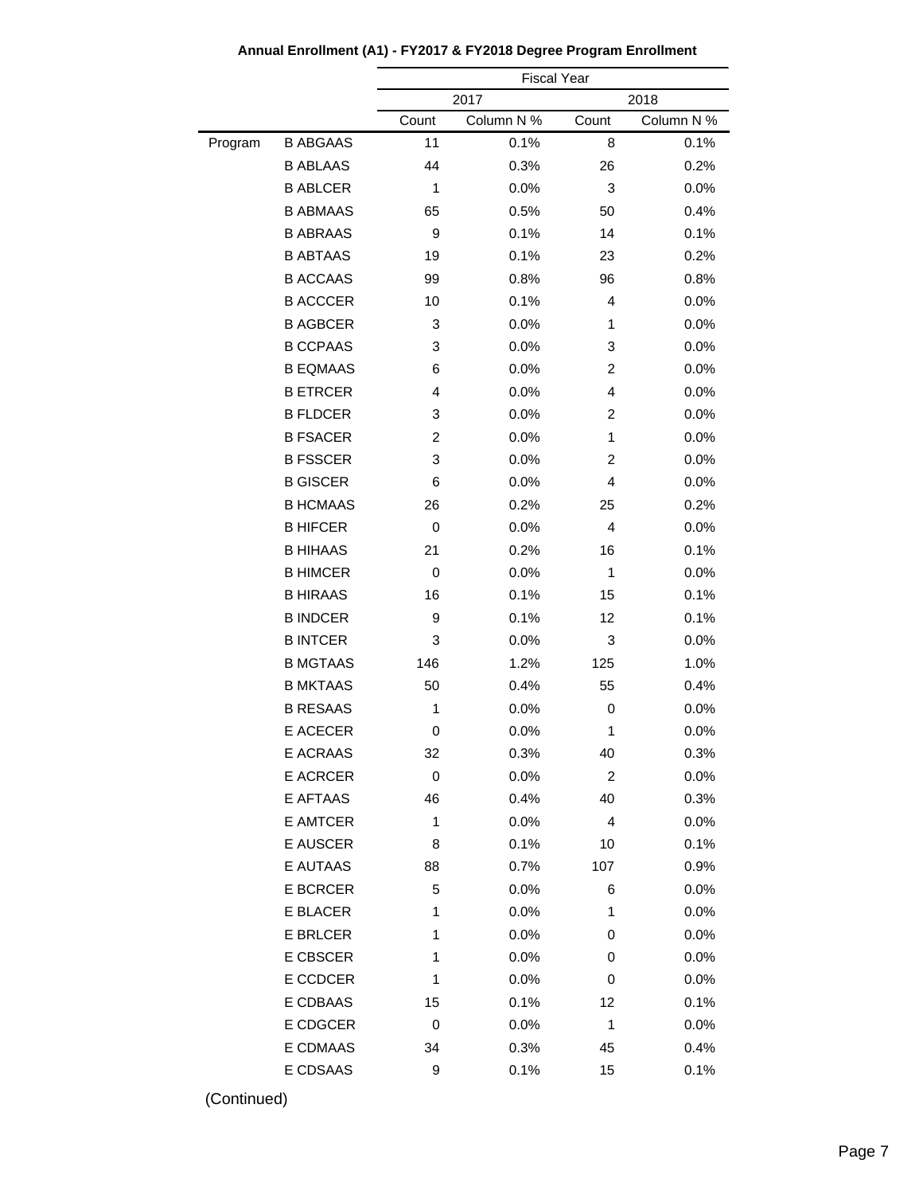**Annual Enrollment (A1) - FY2017 & FY2018 Degree Program Enrollment**

| | | Fiscal Year | | | |
|---|---|---|---|---|---|
| | | 2017 | | 2018 | |
| | | Count | Column N % | Count | Column N % |
| Program | B ABGAAS | 11 | 0.1% | 8 | 0.1% |
| | B ABLAAS | 44 | 0.3% | 26 | 0.2% |
| | B ABLCER | 1 | 0.0% | 3 | 0.0% |
| | B ABMAAS | 65 | 0.5% | 50 | 0.4% |
| | B ABRAAS | 9 | 0.1% | 14 | 0.1% |
| | B ABTAAS | 19 | 0.1% | 23 | 0.2% |
| | B ACCAAS | 99 | 0.8% | 96 | 0.8% |
| | B ACCCER | 10 | 0.1% | 4 | 0.0% |
| | B AGBCER | 3 | 0.0% | 1 | 0.0% |
| | B CCPAAS | 3 | 0.0% | 3 | 0.0% |
| | B EQMAAS | 6 | 0.0% | 2 | 0.0% |
| | B ETRCER | 4 | 0.0% | 4 | 0.0% |
| | B FLDCER | 3 | 0.0% | 2 | 0.0% |
| | B FSACER | 2 | 0.0% | 1 | 0.0% |
| | B FSSCER | 3 | 0.0% | 2 | 0.0% |
| | B GISCER | 6 | 0.0% | 4 | 0.0% |
| | B HCMAAS | 26 | 0.2% | 25 | 0.2% |
| | B HIFCER | 0 | 0.0% | 4 | 0.0% |
| | B HIHAAS | 21 | 0.2% | 16 | 0.1% |
| | B HIMCER | 0 | 0.0% | 1 | 0.0% |
| | B HIRAAS | 16 | 0.1% | 15 | 0.1% |
| | B INDCER | 9 | 0.1% | 12 | 0.1% |
| | B INTCER | 3 | 0.0% | 3 | 0.0% |
| | B MGTAAS | 146 | 1.2% | 125 | 1.0% |
| | B MKTAAS | 50 | 0.4% | 55 | 0.4% |
| | B RESAAS | 1 | 0.0% | 0 | 0.0% |
| | E ACECER | 0 | 0.0% | 1 | 0.0% |
| | E ACRAAS | 32 | 0.3% | 40 | 0.3% |
| | E ACRCER | 0 | 0.0% | 2 | 0.0% |
| | E AFTAAS | 46 | 0.4% | 40 | 0.3% |
| | E AMTCER | 1 | 0.0% | 4 | 0.0% |
| | E AUSCER | 8 | 0.1% | 10 | 0.1% |
| | E AUTAAS | 88 | 0.7% | 107 | 0.9% |
| | E BCRCER | 5 | 0.0% | 6 | 0.0% |
| | E BLACER | 1 | 0.0% | 1 | 0.0% |
| | E BRLCER | 1 | 0.0% | 0 | 0.0% |
| | E CBSCER | 1 | 0.0% | 0 | 0.0% |
| | E CCDCER | 1 | 0.0% | 0 | 0.0% |
| | E CDBAAS | 15 | 0.1% | 12 | 0.1% |
| | E CDGCER | 0 | 0.0% | 1 | 0.0% |
| | E CDMAAS | 34 | 0.3% | 45 | 0.4% |
| | E CDSAAS | 9 | 0.1% | 15 | 0.1% |

(Continued)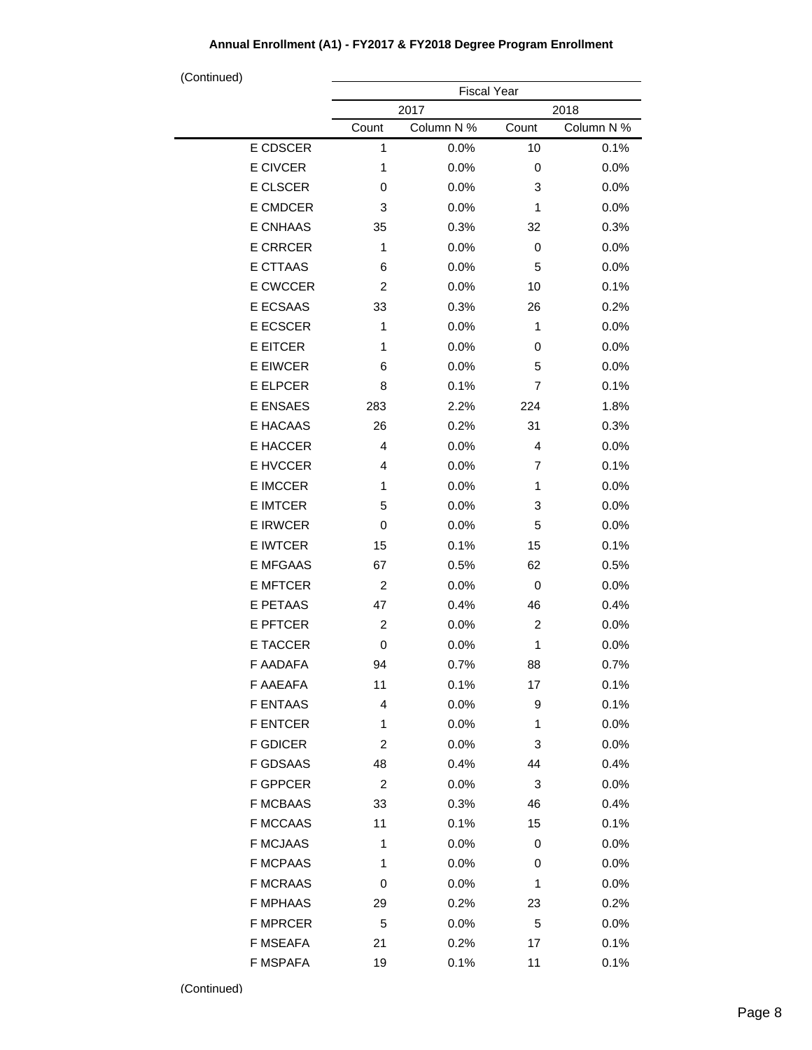**Annual Enrollment (A1) - FY2017 & FY2018 Degree Program Enrollment**

(Continued)

| | Fiscal Year | | | |
|---|---|---|---|---|
| | 2017 | | 2018 | |
| | Count | Column N % | Count | Column N % |
| E CDSCER | 1 | 0.0% | 10 | 0.1% |
| E CIVCER | 1 | 0.0% | 0 | 0.0% |
| E CLSCER | 0 | 0.0% | 3 | 0.0% |
| E CMDCER | 3 | 0.0% | 1 | 0.0% |
| E CNHAAS | 35 | 0.3% | 32 | 0.3% |
| E CRRCER | 1 | 0.0% | 0 | 0.0% |
| E CTTAAS | 6 | 0.0% | 5 | 0.0% |
| E CWCCER | 2 | 0.0% | 10 | 0.1% |
| E ECSAAS | 33 | 0.3% | 26 | 0.2% |
| E ECSCER | 1 | 0.0% | 1 | 0.0% |
| E EITCER | 1 | 0.0% | 0 | 0.0% |
| E EIWCER | 6 | 0.0% | 5 | 0.0% |
| E ELPCER | 8 | 0.1% | 7 | 0.1% |
| E ENSAES | 283 | 2.2% | 224 | 1.8% |
| E HACAAS | 26 | 0.2% | 31 | 0.3% |
| E HACCER | 4 | 0.0% | 4 | 0.0% |
| E HVCCER | 4 | 0.0% | 7 | 0.1% |
| E IMCCER | 1 | 0.0% | 1 | 0.0% |
| E IMTCER | 5 | 0.0% | 3 | 0.0% |
| E IRWCER | 0 | 0.0% | 5 | 0.0% |
| E IWTCER | 15 | 0.1% | 15 | 0.1% |
| E MFGAAS | 67 | 0.5% | 62 | 0.5% |
| E MFTCER | 2 | 0.0% | 0 | 0.0% |
| E PETAAS | 47 | 0.4% | 46 | 0.4% |
| E PFTCER | 2 | 0.0% | 2 | 0.0% |
| E TACCER | 0 | 0.0% | 1 | 0.0% |
| F AADAFA | 94 | 0.7% | 88 | 0.7% |
| F AAEAFA | 11 | 0.1% | 17 | 0.1% |
| F ENTAAS | 4 | 0.0% | 9 | 0.1% |
| F ENTCER | 1 | 0.0% | 1 | 0.0% |
| F GDICER | 2 | 0.0% | 3 | 0.0% |
| F GDSAAS | 48 | 0.4% | 44 | 0.4% |
| F GPPCER | 2 | 0.0% | 3 | 0.0% |
| F MCBAAS | 33 | 0.3% | 46 | 0.4% |
| F MCCAAS | 11 | 0.1% | 15 | 0.1% |
| F MCJAAS | 1 | 0.0% | 0 | 0.0% |
| F MCPAAS | 1 | 0.0% | 0 | 0.0% |
| F MCRAAS | 0 | 0.0% | 1 | 0.0% |
| F MPHAAS | 29 | 0.2% | 23 | 0.2% |
| F MPRCER | 5 | 0.0% | 5 | 0.0% |
| F MSEAFA | 21 | 0.2% | 17 | 0.1% |
| F MSPAFA | 19 | 0.1% | 11 | 0.1% |

(Continued)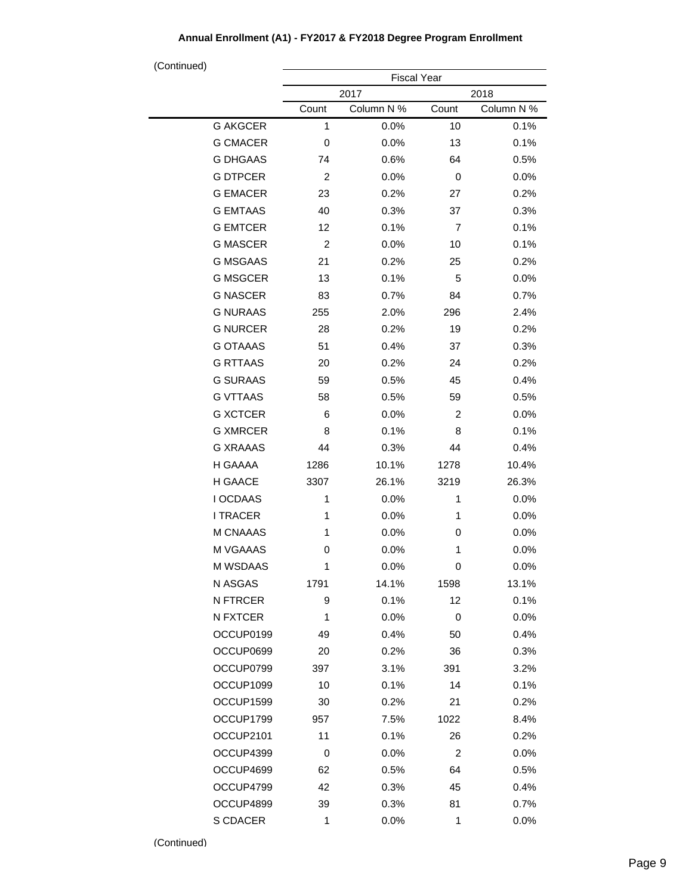**Annual Enrollment (A1) - FY2017 & FY2018 Degree Program Enrollment**

(Continued)

| | Fiscal Year | | | |
|---|---|---|---|---|
| | 2017 | | 2018 | |
| | Count | Column N % | Count | Column N % |
| G AKGCER | 1 | 0.0% | 10 | 0.1% |
| G CMACER | 0 | 0.0% | 13 | 0.1% |
| G DHGAAS | 74 | 0.6% | 64 | 0.5% |
| G DTPCER | 2 | 0.0% | 0 | 0.0% |
| G EMACER | 23 | 0.2% | 27 | 0.2% |
| G EMTAAS | 40 | 0.3% | 37 | 0.3% |
| G EMTCER | 12 | 0.1% | 7 | 0.1% |
| G MASCER | 2 | 0.0% | 10 | 0.1% |
| G MSGAAS | 21 | 0.2% | 25 | 0.2% |
| G MSGCER | 13 | 0.1% | 5 | 0.0% |
| G NASCER | 83 | 0.7% | 84 | 0.7% |
| G NURAAS | 255 | 2.0% | 296 | 2.4% |
| G NURCER | 28 | 0.2% | 19 | 0.2% |
| G OTAAAS | 51 | 0.4% | 37 | 0.3% |
| G RTTAAS | 20 | 0.2% | 24 | 0.2% |
| G SURAAS | 59 | 0.5% | 45 | 0.4% |
| G VTTAAS | 58 | 0.5% | 59 | 0.5% |
| G XCTCER | 6 | 0.0% | 2 | 0.0% |
| G XMRCER | 8 | 0.1% | 8 | 0.1% |
| G XRAAAS | 44 | 0.3% | 44 | 0.4% |
| H GAAAA | 1286 | 10.1% | 1278 | 10.4% |
| H GAACE | 3307 | 26.1% | 3219 | 26.3% |
| I OCDAAS | 1 | 0.0% | 1 | 0.0% |
| I TRACER | 1 | 0.0% | 1 | 0.0% |
| M CNAAAS | 1 | 0.0% | 0 | 0.0% |
| M VGAAAS | 0 | 0.0% | 1 | 0.0% |
| M WSDAAS | 1 | 0.0% | 0 | 0.0% |
| N ASGAS | 1791 | 14.1% | 1598 | 13.1% |
| N FTRCER | 9 | 0.1% | 12 | 0.1% |
| N FXTCER | 1 | 0.0% | 0 | 0.0% |
| OCCUP0199 | 49 | 0.4% | 50 | 0.4% |
| OCCUP0699 | 20 | 0.2% | 36 | 0.3% |
| OCCUP0799 | 397 | 3.1% | 391 | 3.2% |
| OCCUP1099 | 10 | 0.1% | 14 | 0.1% |
| OCCUP1599 | 30 | 0.2% | 21 | 0.2% |
| OCCUP1799 | 957 | 7.5% | 1022 | 8.4% |
| OCCUP2101 | 11 | 0.1% | 26 | 0.2% |
| OCCUP4399 | 0 | 0.0% | 2 | 0.0% |
| OCCUP4699 | 62 | 0.5% | 64 | 0.5% |
| OCCUP4799 | 42 | 0.3% | 45 | 0.4% |
| OCCUP4899 | 39 | 0.3% | 81 | 0.7% |
| S CDACER | 1 | 0.0% | 1 | 0.0% |

(Continued)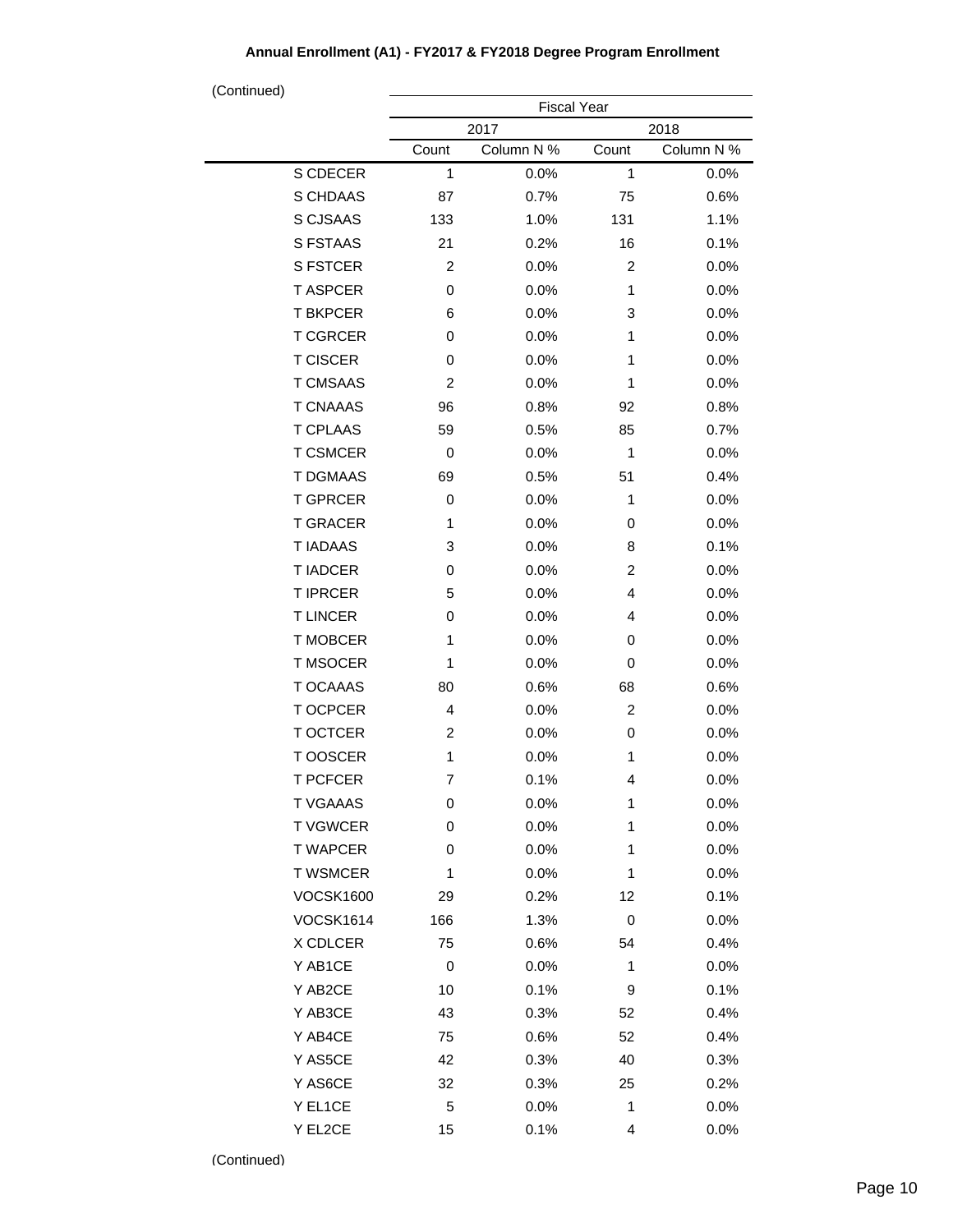**Annual Enrollment (A1) - FY2017 & FY2018 Degree Program Enrollment**

(Continued)

| | Fiscal Year | | | |
|---|---|---|---|---|
| | 2017 | | 2018 | |
| | Count | Column N % | Count | Column N % |
| S CDECER | 1 | 0.0% | 1 | 0.0% |
| S CHDAAS | 87 | 0.7% | 75 | 0.6% |
| S CJSAAS | 133 | 1.0% | 131 | 1.1% |
| S FSTAAS | 21 | 0.2% | 16 | 0.1% |
| S FSTCER | 2 | 0.0% | 2 | 0.0% |
| T ASPCER | 0 | 0.0% | 1 | 0.0% |
| T BKPCER | 6 | 0.0% | 3 | 0.0% |
| T CGRCER | 0 | 0.0% | 1 | 0.0% |
| T CISCER | 0 | 0.0% | 1 | 0.0% |
| T CMSAAS | 2 | 0.0% | 1 | 0.0% |
| T CNAAAS | 96 | 0.8% | 92 | 0.8% |
| T CPLAAS | 59 | 0.5% | 85 | 0.7% |
| T CSMCER | 0 | 0.0% | 1 | 0.0% |
| T DGMAAS | 69 | 0.5% | 51 | 0.4% |
| T GPRCER | 0 | 0.0% | 1 | 0.0% |
| T GRACER | 1 | 0.0% | 0 | 0.0% |
| T IADAAS | 3 | 0.0% | 8 | 0.1% |
| T IADCER | 0 | 0.0% | 2 | 0.0% |
| T IPRCER | 5 | 0.0% | 4 | 0.0% |
| T LINCER | 0 | 0.0% | 4 | 0.0% |
| T MOBCER | 1 | 0.0% | 0 | 0.0% |
| T MSOCER | 1 | 0.0% | 0 | 0.0% |
| T OCAAAS | 80 | 0.6% | 68 | 0.6% |
| T OCPCER | 4 | 0.0% | 2 | 0.0% |
| T OCTCER | 2 | 0.0% | 0 | 0.0% |
| T OOSCER | 1 | 0.0% | 1 | 0.0% |
| T PCFCER | 7 | 0.1% | 4 | 0.0% |
| T VGAAAS | 0 | 0.0% | 1 | 0.0% |
| T VGWCER | 0 | 0.0% | 1 | 0.0% |
| T WAPCER | 0 | 0.0% | 1 | 0.0% |
| T WSMCER | 1 | 0.0% | 1 | 0.0% |
| VOCSK1600 | 29 | 0.2% | 12 | 0.1% |
| VOCSK1614 | 166 | 1.3% | 0 | 0.0% |
| X CDLCER | 75 | 0.6% | 54 | 0.4% |
| Y AB1CE | 0 | 0.0% | 1 | 0.0% |
| Y AB2CE | 10 | 0.1% | 9 | 0.1% |
| Y AB3CE | 43 | 0.3% | 52 | 0.4% |
| Y AB4CE | 75 | 0.6% | 52 | 0.4% |
| Y AS5CE | 42 | 0.3% | 40 | 0.3% |
| Y AS6CE | 32 | 0.3% | 25 | 0.2% |
| Y EL1CE | 5 | 0.0% | 1 | 0.0% |
| Y EL2CE | 15 | 0.1% | 4 | 0.0% |

(Continued)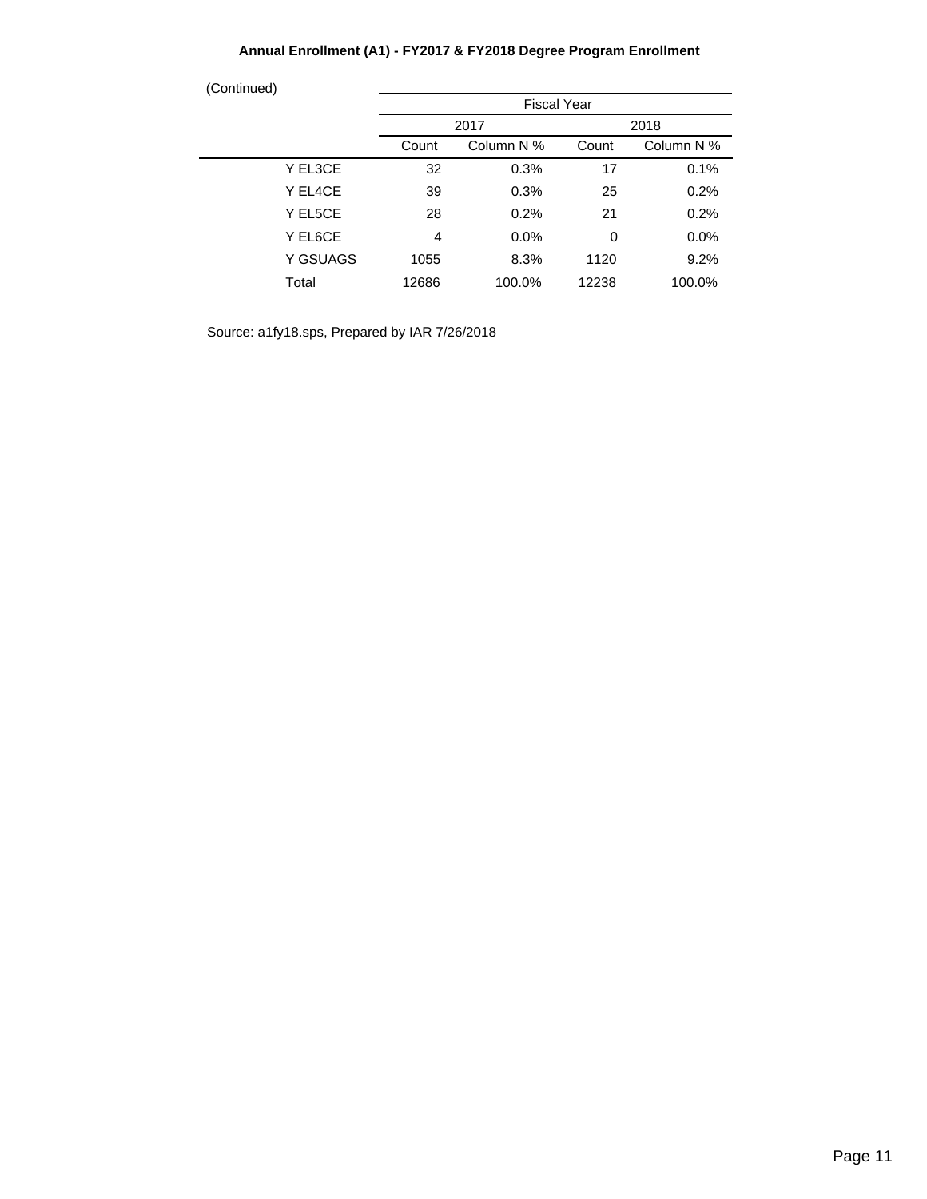**Annual Enrollment (A1) - FY2017 & FY2018 Degree Program Enrollment**

(Continued)

| | Fiscal Year | | | |
|---|---|---|---|---|
| | 2017 | | 2018 | |
| | Count | Column N % | Count | Column N % |
| Y EL3CE | 32 | 0.3% | 17 | 0.1% |
| Y EL4CE | 39 | 0.3% | 25 | 0.2% |
| Y EL5CE | 28 | 0.2% | 21 | 0.2% |
| Y EL6CE | 4 | 0.0% | 0 | 0.0% |
| Y GSUAGS | 1055 | 8.3% | 1120 | 9.2% |
| Total | 12686 | 100.0% | 12238 | 100.0% |

Source: a1fy18.sps, Prepared by IAR 7/26/2018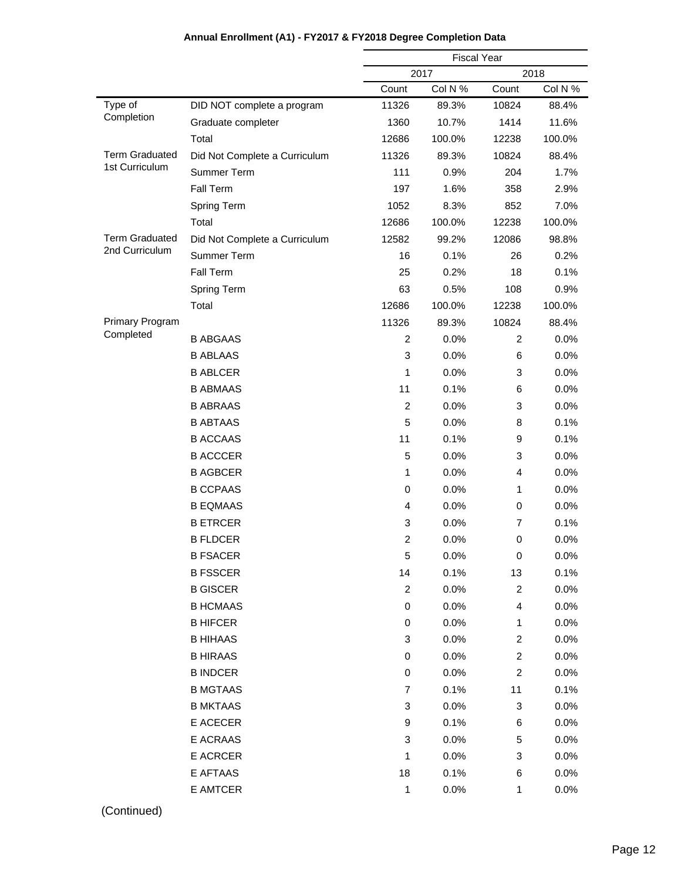**Annual Enrollment (A1) - FY2017 & FY2018 Degree Completion Data**

| | | Fiscal Year | | | |
|---|---|---|---|---|---|
| | | 2017 | | 2018 | |
| | | Count | Col N % | Count | Col N % |
| Type of Completion | DID NOT complete a program | 11326 | 89.3% | 10824 | 88.4% |
| | Graduate completer | 1360 | 10.7% | 1414 | 11.6% |
| | Total | 12686 | 100.0% | 12238 | 100.0% |
| Term Graduated 1st Curriculum | Did Not Complete a Curriculum | 11326 | 89.3% | 10824 | 88.4% |
| | Summer Term | 111 | 0.9% | 204 | 1.7% |
| | Fall Term | 197 | 1.6% | 358 | 2.9% |
| | Spring Term | 1052 | 8.3% | 852 | 7.0% |
| | Total | 12686 | 100.0% | 12238 | 100.0% |
| Term Graduated 2nd Curriculum | Did Not Complete a Curriculum | 12582 | 99.2% | 12086 | 98.8% |
| | Summer Term | 16 | 0.1% | 26 | 0.2% |
| | Fall Term | 25 | 0.2% | 18 | 0.1% |
| | Spring Term | 63 | 0.5% | 108 | 0.9% |
| | Total | 12686 | 100.0% | 12238 | 100.0% |
| Primary Program Completed | | 11326 | 89.3% | 10824 | 88.4% |
| | B ABGAAS | 2 | 0.0% | 2 | 0.0% |
| | B ABLAAS | 3 | 0.0% | 6 | 0.0% |
| | B ABLCER | 1 | 0.0% | 3 | 0.0% |
| | B ABMAAS | 11 | 0.1% | 6 | 0.0% |
| | B ABRAAS | 2 | 0.0% | 3 | 0.0% |
| | B ABTAAS | 5 | 0.0% | 8 | 0.1% |
| | B ACCAAS | 11 | 0.1% | 9 | 0.1% |
| | B ACCCER | 5 | 0.0% | 3 | 0.0% |
| | B AGBCER | 1 | 0.0% | 4 | 0.0% |
| | B CCPAAS | 0 | 0.0% | 1 | 0.0% |
| | B EQMAAS | 4 | 0.0% | 0 | 0.0% |
| | B ETRCER | 3 | 0.0% | 7 | 0.1% |
| | B FLDCER | 2 | 0.0% | 0 | 0.0% |
| | B FSACER | 5 | 0.0% | 0 | 0.0% |
| | B FSSCER | 14 | 0.1% | 13 | 0.1% |
| | B GISCER | 2 | 0.0% | 2 | 0.0% |
| | B HCMAAS | 0 | 0.0% | 4 | 0.0% |
| | B HIFCER | 0 | 0.0% | 1 | 0.0% |
| | B HIHAAS | 3 | 0.0% | 2 | 0.0% |
| | B HIRAAS | 0 | 0.0% | 2 | 0.0% |
| | B INDCER | 0 | 0.0% | 2 | 0.0% |
| | B MGTAAS | 7 | 0.1% | 11 | 0.1% |
| | B MKTAAS | 3 | 0.0% | 3 | 0.0% |
| | E ACECER | 9 | 0.1% | 6 | 0.0% |
| | E ACRAAS | 3 | 0.0% | 5 | 0.0% |
| | E ACRCER | 1 | 0.0% | 3 | 0.0% |
| | E AFTAAS | 18 | 0.1% | 6 | 0.0% |
| | E AMTCER | 1 | 0.0% | 1 | 0.0% |

(Continued)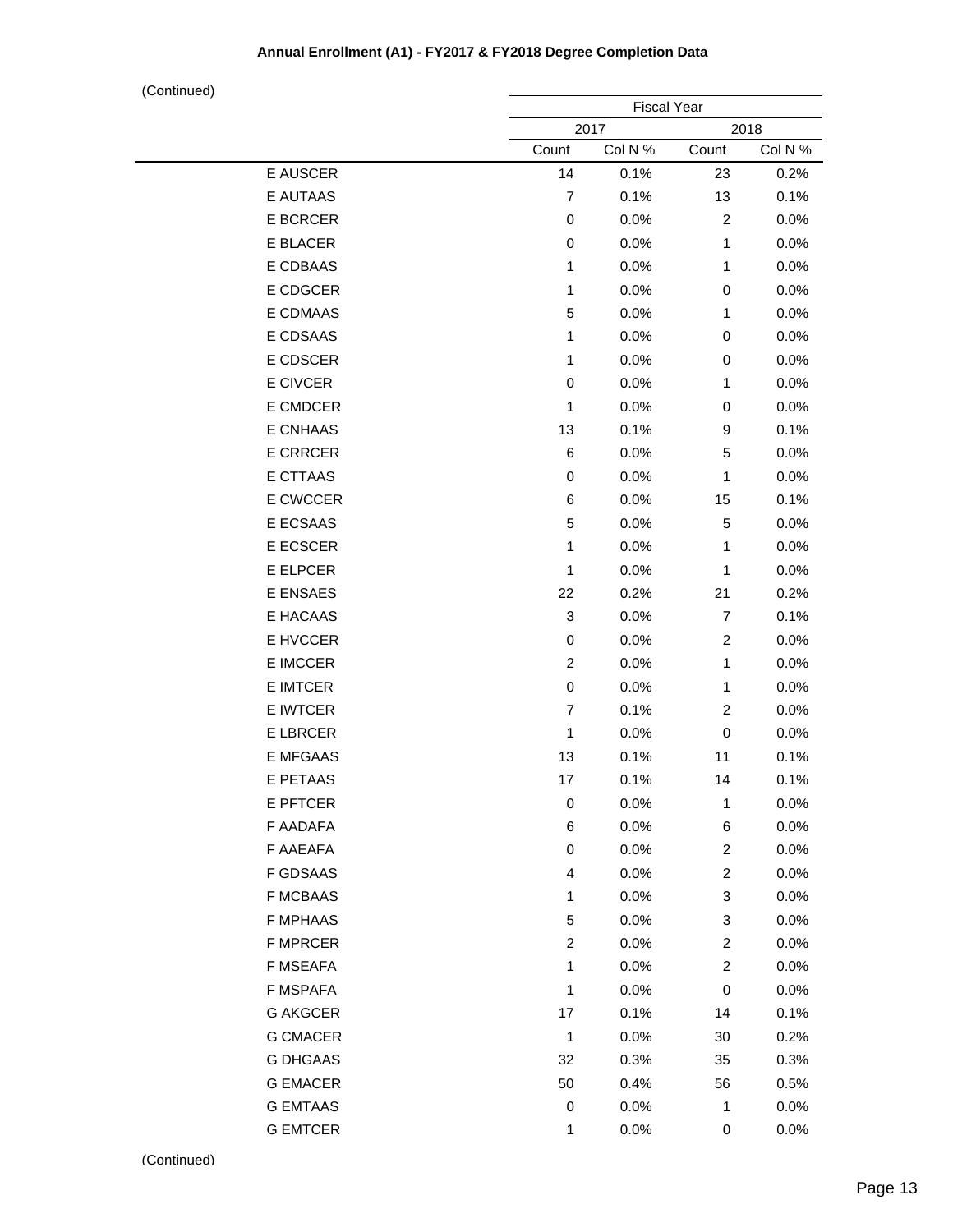**Annual Enrollment (A1) - FY2017 & FY2018 Degree Completion Data**

(Continued)

| | Fiscal Year | | | |
|---|---|---|---|---|
| | 2017 | | 2018 | |
| | Count | Col N % | Count | Col N % |
| E AUSCER | 14 | 0.1% | 23 | 0.2% |
| E AUTAAS | 7 | 0.1% | 13 | 0.1% |
| E BCRCER | 0 | 0.0% | 2 | 0.0% |
| E BLACER | 0 | 0.0% | 1 | 0.0% |
| E CDBAAS | 1 | 0.0% | 1 | 0.0% |
| E CDGCER | 1 | 0.0% | 0 | 0.0% |
| E CDMAAS | 5 | 0.0% | 1 | 0.0% |
| E CDSAAS | 1 | 0.0% | 0 | 0.0% |
| E CDSCER | 1 | 0.0% | 0 | 0.0% |
| E CIVCER | 0 | 0.0% | 1 | 0.0% |
| E CMDCER | 1 | 0.0% | 0 | 0.0% |
| E CNHAAS | 13 | 0.1% | 9 | 0.1% |
| E CRRCER | 6 | 0.0% | 5 | 0.0% |
| E CTTAAS | 0 | 0.0% | 1 | 0.0% |
| E CWCCER | 6 | 0.0% | 15 | 0.1% |
| E ECSAAS | 5 | 0.0% | 5 | 0.0% |
| E ECSCER | 1 | 0.0% | 1 | 0.0% |
| E ELPCER | 1 | 0.0% | 1 | 0.0% |
| E ENSAES | 22 | 0.2% | 21 | 0.2% |
| E HACAAS | 3 | 0.0% | 7 | 0.1% |
| E HVCCER | 0 | 0.0% | 2 | 0.0% |
| E IMCCER | 2 | 0.0% | 1 | 0.0% |
| E IMTCER | 0 | 0.0% | 1 | 0.0% |
| E IWTCER | 7 | 0.1% | 2 | 0.0% |
| E LBRCER | 1 | 0.0% | 0 | 0.0% |
| E MFGAAS | 13 | 0.1% | 11 | 0.1% |
| E PETAAS | 17 | 0.1% | 14 | 0.1% |
| E PFTCER | 0 | 0.0% | 1 | 0.0% |
| F AADAFA | 6 | 0.0% | 6 | 0.0% |
| F AAEAFA | 0 | 0.0% | 2 | 0.0% |
| F GDSAAS | 4 | 0.0% | 2 | 0.0% |
| F MCBAAS | 1 | 0.0% | 3 | 0.0% |
| F MPHAAS | 5 | 0.0% | 3 | 0.0% |
| F MPRCER | 2 | 0.0% | 2 | 0.0% |
| F MSEAFA | 1 | 0.0% | 2 | 0.0% |
| F MSPAFA | 1 | 0.0% | 0 | 0.0% |
| G AKGCER | 17 | 0.1% | 14 | 0.1% |
| G CMACER | 1 | 0.0% | 30 | 0.2% |
| G DHGAAS | 32 | 0.3% | 35 | 0.3% |
| G EMACER | 50 | 0.4% | 56 | 0.5% |
| G EMTAAS | 0 | 0.0% | 1 | 0.0% |
| G EMTCER | 1 | 0.0% | 0 | 0.0% |

(Continued)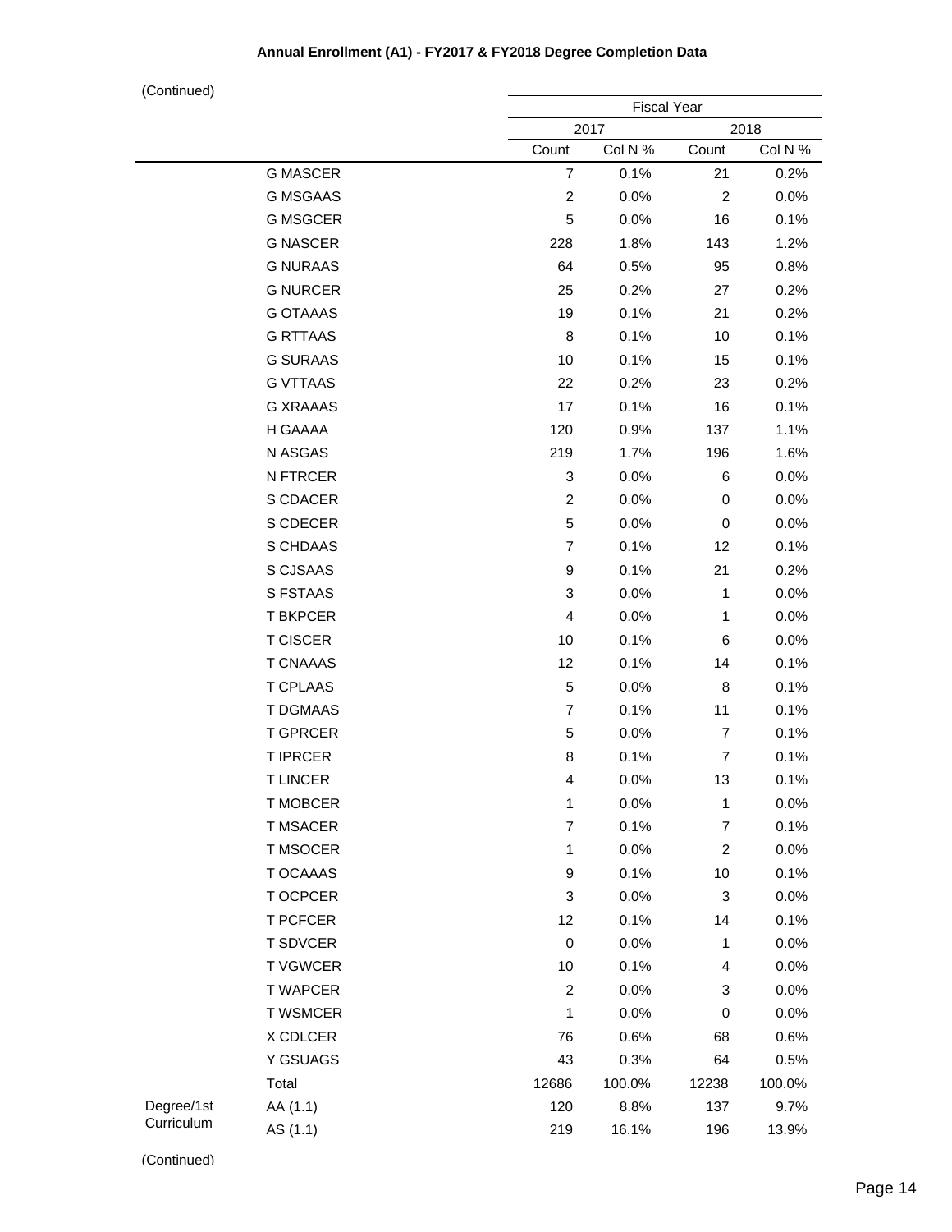**Annual Enrollment (A1) - FY2017 & FY2018 Degree Completion Data**

(Continued)

| | | Fiscal Year | | | |
|---|---|---|---|---|---|
| | | 2017 | | 2018 | |
| | | Count | Col N % | Count | Col N % |
| | G MASCER | 7 | 0.1% | 21 | 0.2% |
| | G MSGAAS | 2 | 0.0% | 2 | 0.0% |
| | G MSGCER | 5 | 0.0% | 16 | 0.1% |
| | G NASCER | 228 | 1.8% | 143 | 1.2% |
| | G NURAAS | 64 | 0.5% | 95 | 0.8% |
| | G NURCER | 25 | 0.2% | 27 | 0.2% |
| | G OTAAAS | 19 | 0.1% | 21 | 0.2% |
| | G RTTAAS | 8 | 0.1% | 10 | 0.1% |
| | G SURAAS | 10 | 0.1% | 15 | 0.1% |
| | G VTTAAS | 22 | 0.2% | 23 | 0.2% |
| | G XRAAAS | 17 | 0.1% | 16 | 0.1% |
| | H GAAAA | 120 | 0.9% | 137 | 1.1% |
| | N ASGAS | 219 | 1.7% | 196 | 1.6% |
| | N FTRCER | 3 | 0.0% | 6 | 0.0% |
| | S CDACER | 2 | 0.0% | 0 | 0.0% |
| | S CDECER | 5 | 0.0% | 0 | 0.0% |
| | S CHDAAS | 7 | 0.1% | 12 | 0.1% |
| | S CJSAAS | 9 | 0.1% | 21 | 0.2% |
| | S FSTAAS | 3 | 0.0% | 1 | 0.0% |
| | T BKPCER | 4 | 0.0% | 1 | 0.0% |
| | T CISCER | 10 | 0.1% | 6 | 0.0% |
| | T CNAAAS | 12 | 0.1% | 14 | 0.1% |
| | T CPLAAS | 5 | 0.0% | 8 | 0.1% |
| | T DGMAAS | 7 | 0.1% | 11 | 0.1% |
| | T GPRCER | 5 | 0.0% | 7 | 0.1% |
| | T IPRCER | 8 | 0.1% | 7 | 0.1% |
| | T LINCER | 4 | 0.0% | 13 | 0.1% |
| | T MOBCER | 1 | 0.0% | 1 | 0.0% |
| | T MSACER | 7 | 0.1% | 7 | 0.1% |
| | T MSOCER | 1 | 0.0% | 2 | 0.0% |
| | T OCAAAS | 9 | 0.1% | 10 | 0.1% |
| | T OCPCER | 3 | 0.0% | 3 | 0.0% |
| | T PCFCER | 12 | 0.1% | 14 | 0.1% |
| | T SDVCER | 0 | 0.0% | 1 | 0.0% |
| | T VGWCER | 10 | 0.1% | 4 | 0.0% |
| | T WAPCER | 2 | 0.0% | 3 | 0.0% |
| | T WSMCER | 1 | 0.0% | 0 | 0.0% |
| | X CDLCER | 76 | 0.6% | 68 | 0.6% |
| | Y GSUAGS | 43 | 0.3% | 64 | 0.5% |
| | Total | 12686 | 100.0% | 12238 | 100.0% |
| Degree/1st Curriculum | AA (1.1) | 120 | 8.8% | 137 | 9.7% |
| | AS (1.1) | 219 | 16.1% | 196 | 13.9% |

(Continued)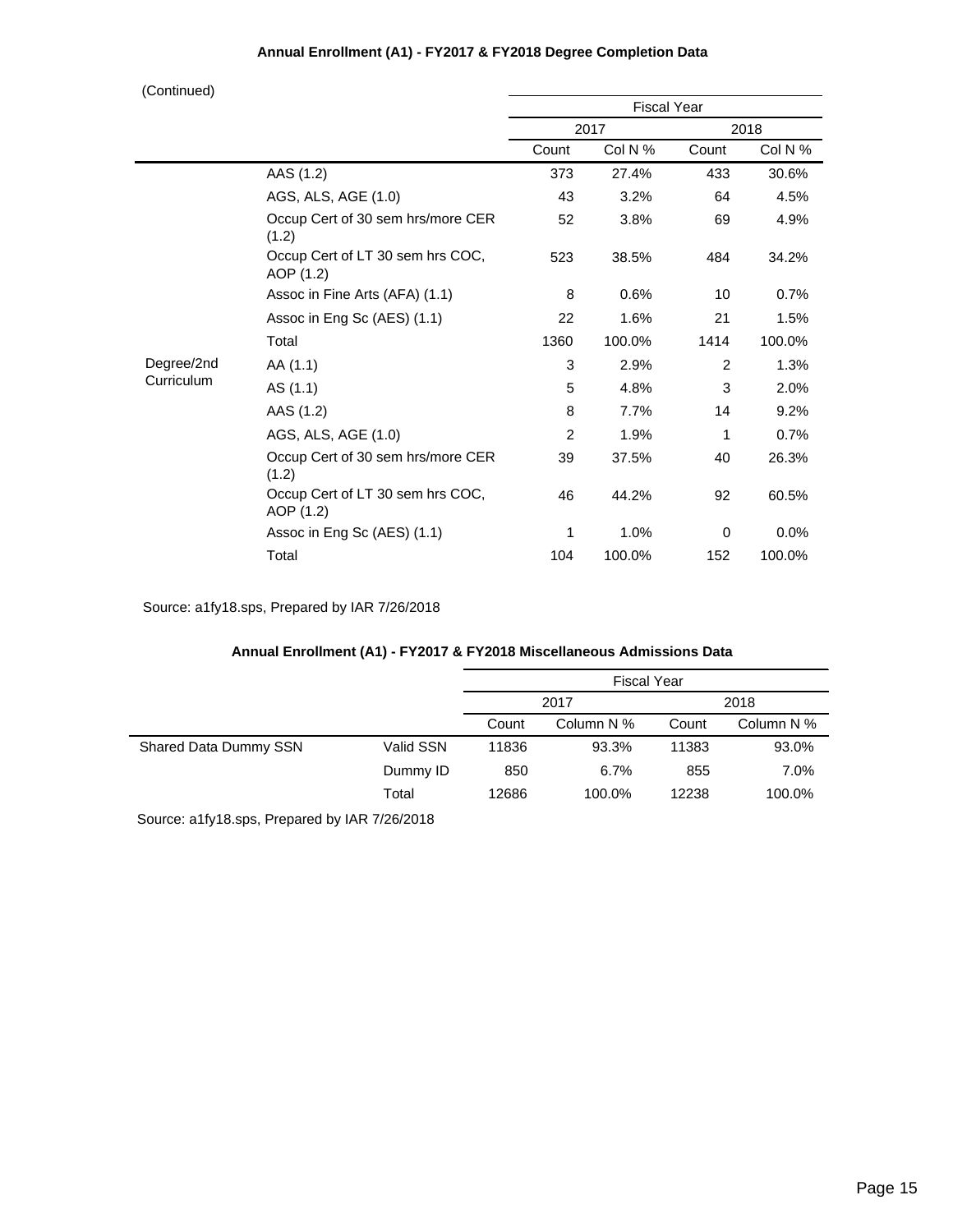### Annual Enrollment (A1) - FY2017 & FY2018 Degree Completion Data

(Continued)

| | | Fiscal Year | | | |
|---|---|---|---|---|---|
| | | 2017 | | 2018 | |
| | | Count | Col N % | Count | Col N % |
| | AAS (1.2) | 373 | 27.4% | 433 | 30.6% |
| | AGS, ALS, AGE (1.0) | 43 | 3.2% | 64 | 4.5% |
| | Occup Cert of 30 sem hrs/more CER (1.2) | 52 | 3.8% | 69 | 4.9% |
| | Occup Cert of LT 30 sem hrs COC, AOP (1.2) | 523 | 38.5% | 484 | 34.2% |
| | Assoc in Fine Arts (AFA) (1.1) | 8 | 0.6% | 10 | 0.7% |
| | Assoc in Eng Sc (AES) (1.1) | 22 | 1.6% | 21 | 1.5% |
| | Total | 1360 | 100.0% | 1414 | 100.0% |
| Degree/2nd Curriculum | AA (1.1) | 3 | 2.9% | 2 | 1.3% |
| | AS (1.1) | 5 | 4.8% | 3 | 2.0% |
| | AAS (1.2) | 8 | 7.7% | 14 | 9.2% |
| | AGS, ALS, AGE (1.0) | 2 | 1.9% | 1 | 0.7% |
| | Occup Cert of 30 sem hrs/more CER (1.2) | 39 | 37.5% | 40 | 26.3% |
| | Occup Cert of LT 30 sem hrs COC, AOP (1.2) | 46 | 44.2% | 92 | 60.5% |
| | Assoc in Eng Sc (AES) (1.1) | 1 | 1.0% | 0 | 0.0% |
| | Total | 104 | 100.0% | 152 | 100.0% |

Source: a1fy18.sps, Prepared by IAR 7/26/2018

### Annual Enrollment (A1) - FY2017 & FY2018 Miscellaneous Admissions Data

| | | Fiscal Year | | | |
|---|---|---|---|---|---|
| | | 2017 | | 2018 | |
| | | Count | Column N % | Count | Column N % |
| Shared Data Dummy SSN | Valid SSN | 11836 | 93.3% | 11383 | 93.0% |
| | Dummy ID | 850 | 6.7% | 855 | 7.0% |
| | Total | 12686 | 100.0% | 12238 | 100.0% |

Source: a1fy18.sps, Prepared by IAR 7/26/2018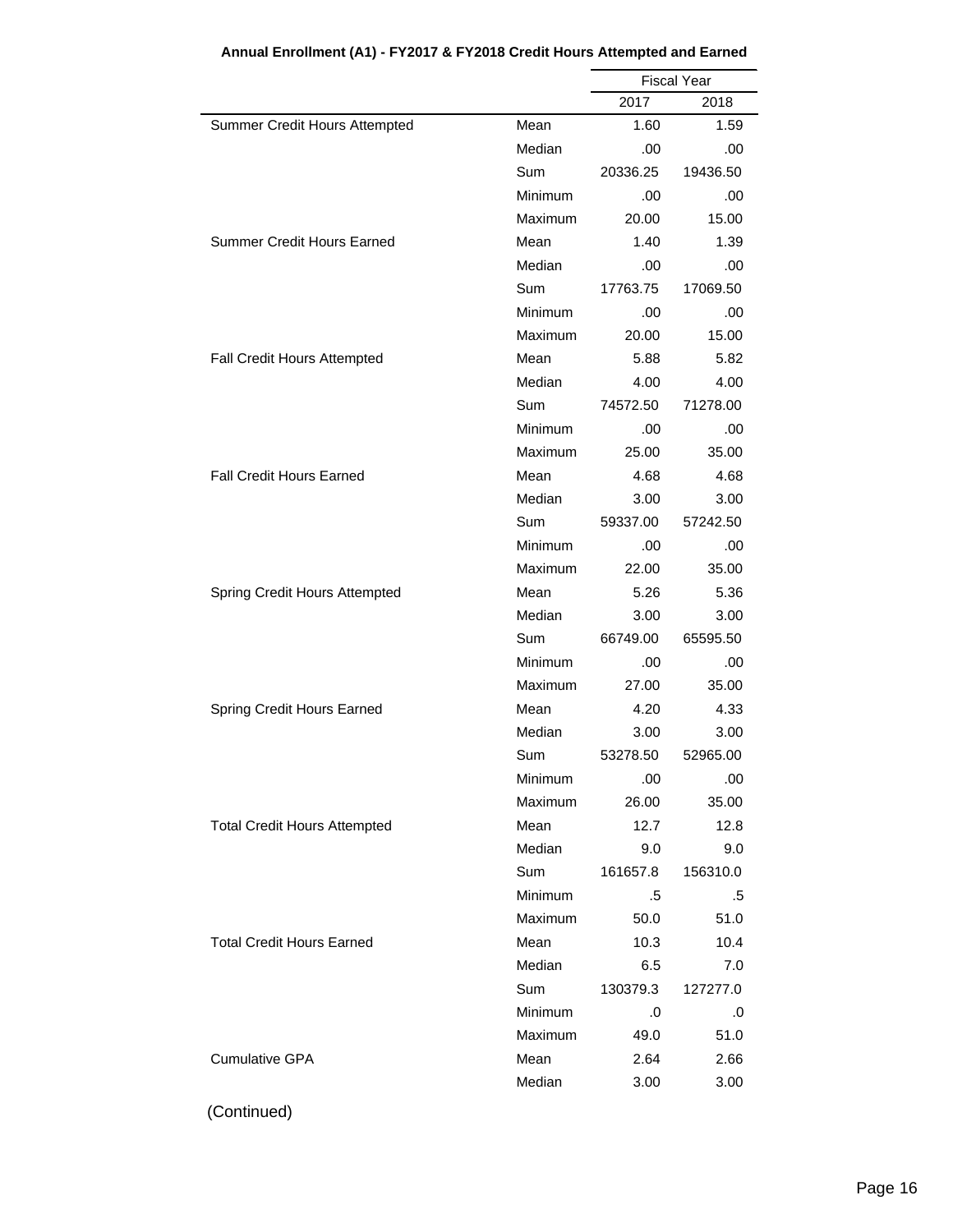**Annual Enrollment (A1) - FY2017 & FY2018 Credit Hours Attempted and Earned**

| | | Fiscal Year | |
|---|---|---|---|
| | | 2017 | 2018 |
| Summer Credit Hours Attempted | Mean | 1.60 | 1.59 |
| | Median | .00 | .00 |
| | Sum | 20336.25 | 19436.50 |
| | Minimum | .00 | .00 |
| | Maximum | 20.00 | 15.00 |
| Summer Credit Hours Earned | Mean | 1.40 | 1.39 |
| | Median | .00 | .00 |
| | Sum | 17763.75 | 17069.50 |
| | Minimum | .00 | .00 |
| | Maximum | 20.00 | 15.00 |
| Fall Credit Hours Attempted | Mean | 5.88 | 5.82 |
| | Median | 4.00 | 4.00 |
| | Sum | 74572.50 | 71278.00 |
| | Minimum | .00 | .00 |
| | Maximum | 25.00 | 35.00 |
| Fall Credit Hours Earned | Mean | 4.68 | 4.68 |
| | Median | 3.00 | 3.00 |
| | Sum | 59337.00 | 57242.50 |
| | Minimum | .00 | .00 |
| | Maximum | 22.00 | 35.00 |
| Spring Credit Hours Attempted | Mean | 5.26 | 5.36 |
| | Median | 3.00 | 3.00 |
| | Sum | 66749.00 | 65595.50 |
| | Minimum | .00 | .00 |
| | Maximum | 27.00 | 35.00 |
| Spring Credit Hours Earned | Mean | 4.20 | 4.33 |
| | Median | 3.00 | 3.00 |
| | Sum | 53278.50 | 52965.00 |
| | Minimum | .00 | .00 |
| | Maximum | 26.00 | 35.00 |
| Total Credit Hours Attempted | Mean | 12.7 | 12.8 |
| | Median | 9.0 | 9.0 |
| | Sum | 161657.8 | 156310.0 |
| | Minimum | .5 | .5 |
| | Maximum | 50.0 | 51.0 |
| Total Credit Hours Earned | Mean | 10.3 | 10.4 |
| | Median | 6.5 | 7.0 |
| | Sum | 130379.3 | 127277.0 |
| | Minimum | .0 | .0 |
| | Maximum | 49.0 | 51.0 |
| Cumulative GPA | Mean | 2.64 | 2.66 |
| | Median | 3.00 | 3.00 |

(Continued)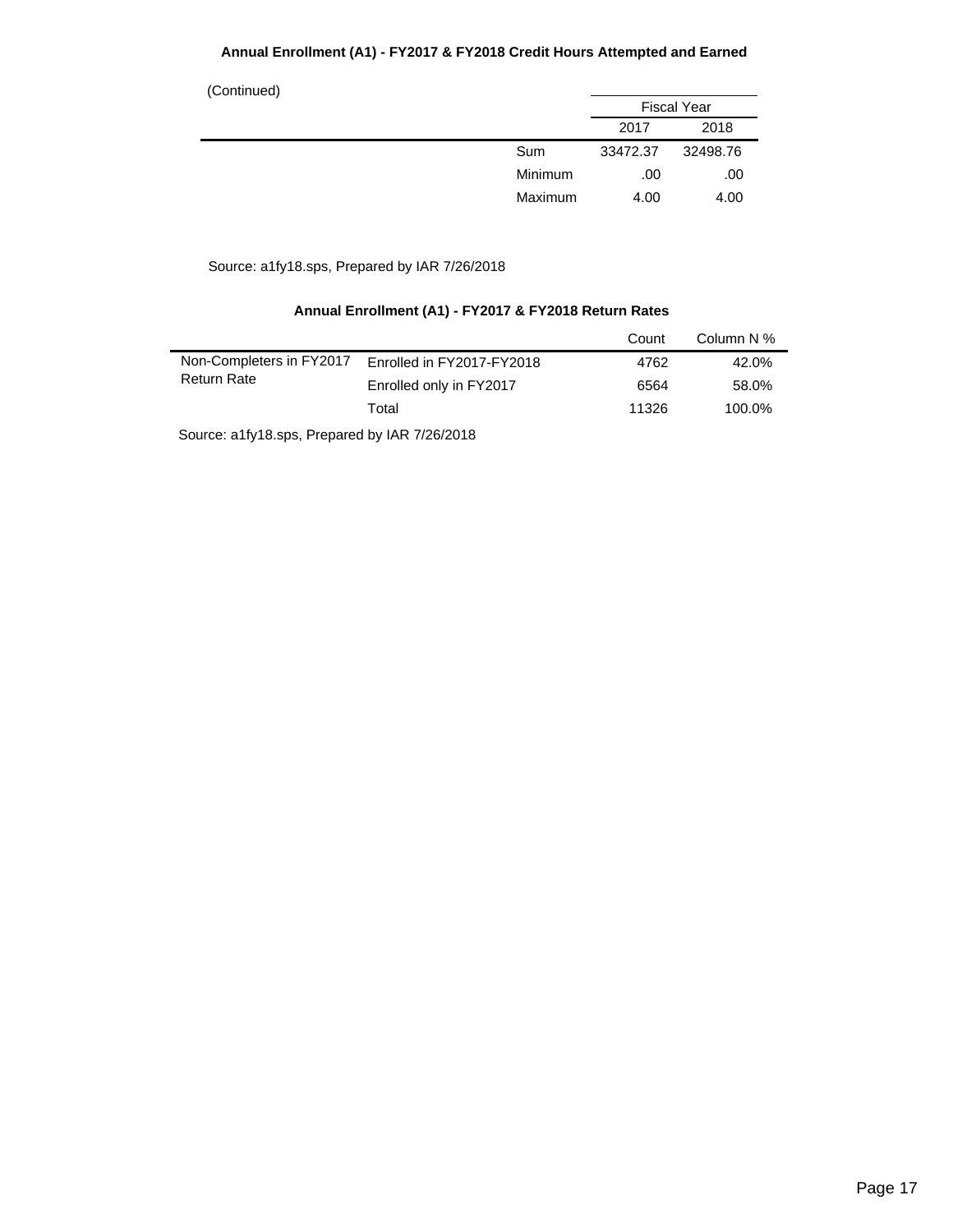### Annual Enrollment (A1) - FY2017 & FY2018 Credit Hours Attempted and Earned

(Continued)

| | Fiscal Year | |
|---|---|---|
| | 2017 | 2018 |
| Sum | 33472.37 | 32498.76 |
| Minimum | .00 | .00 |
| Maximum | 4.00 | 4.00 |

Source: a1fy18.sps, Prepared by IAR 7/26/2018

### Annual Enrollment (A1) - FY2017 & FY2018 Return Rates

| | | Count | Column N % |
|---|---|---|---|
| Non-Completers in FY2017 Return Rate | Enrolled in FY2017-FY2018 | 4762 | 42.0% |
| | Enrolled only in FY2017 | 6564 | 58.0% |
| | Total | 11326 | 100.0% |

Source: a1fy18.sps, Prepared by IAR 7/26/2018